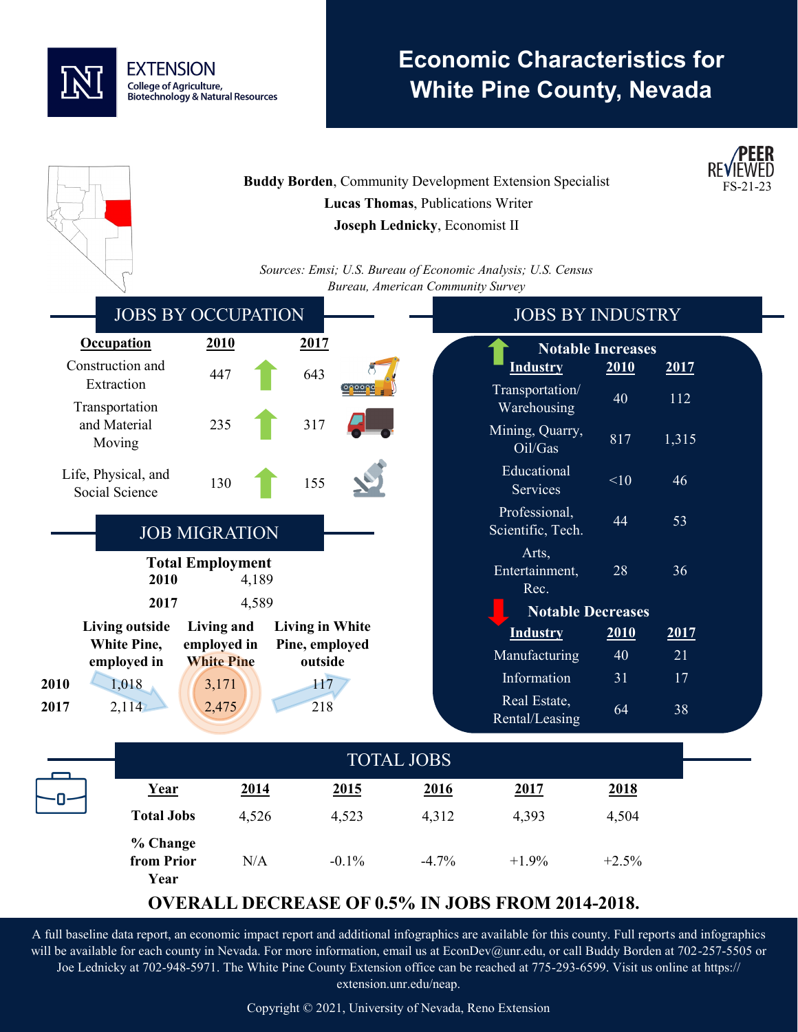# Economic Characteristics for White Pine County, Nevada

EXTENSION
College of Agriculture, Biotechnology & Natural Resources

PEER REVIEWED
FS-21-23

**Buddy Borden**, Community Development Extension Specialist
**Lucas Thomas**, Publications Writer
**Joseph Lednicky**, Economist II

*Sources: Emsi; U.S. Bureau of Economic Analysis; U.S. Census Bureau, American Community Survey*

## JOBS BY OCCUPATION

| Occupation | 2010 | 2017 |
|---|---|---|
| Construction and Extraction | 447 | 643 |
| Transportation and Material Moving | 235 | 317 |
| Life, Physical, and Social Science | 130 | 155 |

## JOB MIGRATION

**Total Employment**

| | |
|---|---|
| **2010** | 4,189 |
| **2017** | 4,589 |

| | Living outside White Pine, employed in | Living and employed in White Pine | Living in White Pine, employed outside |
|---|---|---|---|
| **2010** | 1,018 | 3,171 | 117 |
| **2017** | 2,114 | 2,475 | 218 |

## JOBS BY INDUSTRY

**Notable Increases**

| Industry | 2010 | 2017 |
|---|---|---|
| Transportation/ Warehousing | 40 | 112 |
| Mining, Quarry, Oil/Gas | 817 | 1,315 |
| Educational Services | <10 | 46 |
| Professional, Scientific, Tech. | 44 | 53 |
| Arts, Entertainment, Rec. | 28 | 36 |

**Notable Decreases**

| Industry | 2010 | 2017 |
|---|---|---|
| Manufacturing | 40 | 21 |
| Information | 31 | 17 |
| Real Estate, Rental/Leasing | 64 | 38 |

## TOTAL JOBS

| Year | 2014 | 2015 | 2016 | 2017 | 2018 |
|---|---|---|---|---|---|
| **Total Jobs** | 4,526 | 4,523 | 4,312 | 4,393 | 4,504 |
| **% Change from Prior Year** | N/A | -0.1% | -4.7% | +1.9% | +2.5% |

**OVERALL DECREASE OF 0.5% IN JOBS FROM 2014-2018.**

A full baseline data report, an economic impact report and additional infographics are available for this county. Full reports and infographics will be available for each county in Nevada. For more information, email us at EconDev@unr.edu, or call Buddy Borden at 702-257-5505 or Joe Lednicky at 702-948-5971. The White Pine County Extension office can be reached at 775-293-6599. Visit us online at https://extension.unr.edu/neap.

Copyright © 2021, University of Nevada, Reno Extension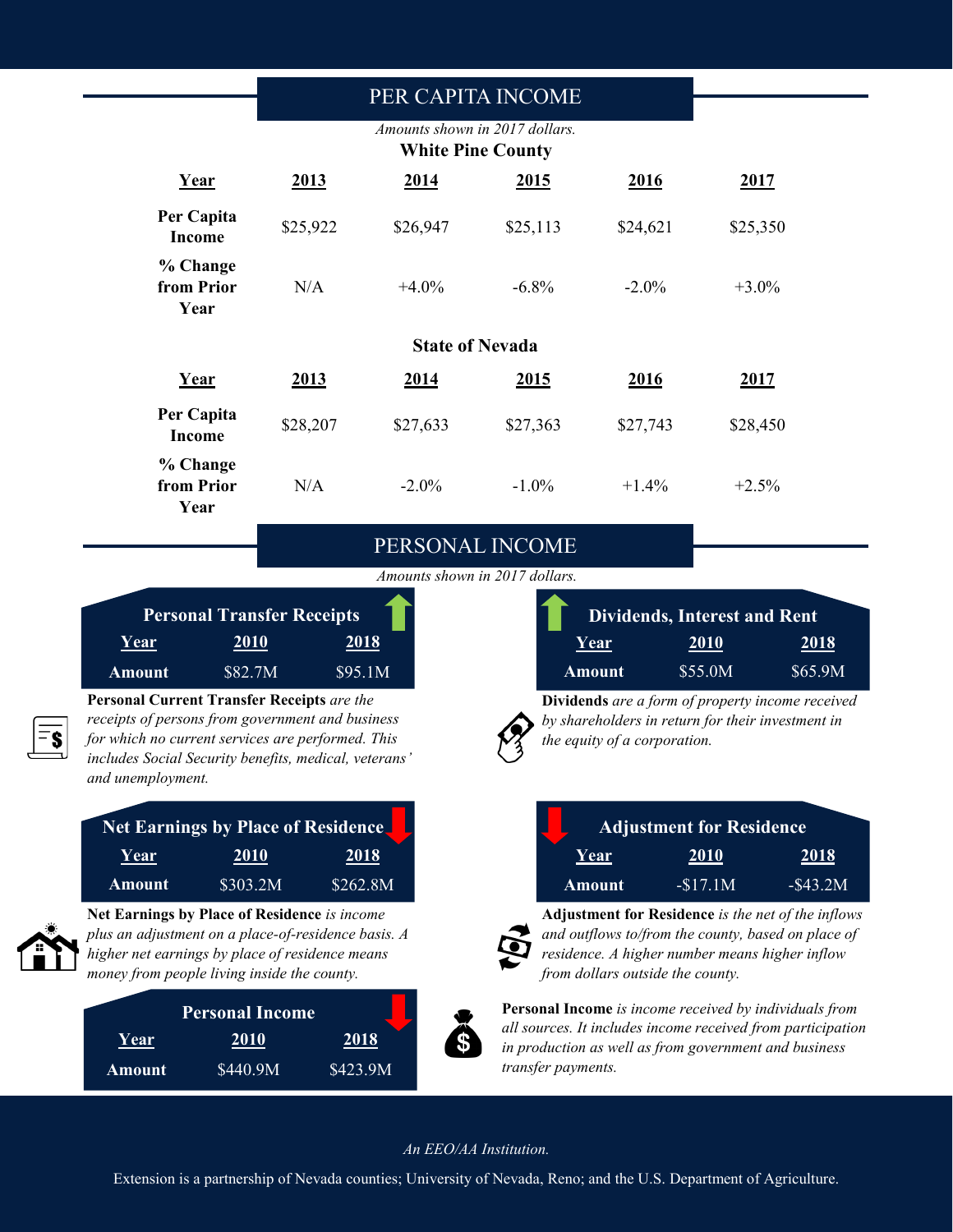## PER CAPITA INCOME

*Amounts shown in 2017 dollars.*

### White Pine County

| Year | 2013 | 2014 | 2015 | 2016 | 2017 |
|---|---|---|---|---|---|
| Per Capita Income | $25,922 | $26,947 | $25,113 | $24,621 | $25,350 |
| % Change from Prior Year | N/A | +4.0% | -6.8% | -2.0% | +3.0% |

### State of Nevada

| Year | 2013 | 2014 | 2015 | 2016 | 2017 |
|---|---|---|---|---|---|
| Per Capita Income | $28,207 | $27,633 | $27,363 | $27,743 | $28,450 |
| % Change from Prior Year | N/A | -2.0% | -1.0% | +1.4% | +2.5% |

## PERSONAL INCOME

*Amounts shown in 2017 dollars.*

### Personal Transfer Receipts

| Year | 2010 | 2018 |
|---|---|---|
| Amount | $82.7M | $95.1M |

**Personal Current Transfer Receipts** *are the receipts of persons from government and business for which no current services are performed. This includes Social Security benefits, medical, veterans' and unemployment.*

### Dividends, Interest and Rent

| Year | 2010 | 2018 |
|---|---|---|
| Amount | $55.0M | $65.9M |

**Dividends** *are a form of property income received by shareholders in return for their investment in the equity of a corporation.*

### Net Earnings by Place of Residence

| Year | 2010 | 2018 |
|---|---|---|
| Amount | $303.2M | $262.8M |

**Net Earnings by Place of Residence** *is income plus an adjustment on a place-of-residence basis. A higher net earnings by place of residence means money from people living inside the county.*

### Adjustment for Residence

| Year | 2010 | 2018 |
|---|---|---|
| Amount | -$17.1M | -$43.2M |

**Adjustment for Residence** *is the net of the inflows and outflows to/from the county, based on place of residence. A higher number means higher inflow from dollars outside the county.*

### Personal Income

| Year | 2010 | 2018 |
|---|---|---|
| Amount | $440.9M | $423.9M |

**Personal Income** *is income received by individuals from all sources. It includes income received from participation in production as well as from government and business transfer payments.*

*An EEO/AA Institution.*

Extension is a partnership of Nevada counties; University of Nevada, Reno; and the U.S. Department of Agriculture.